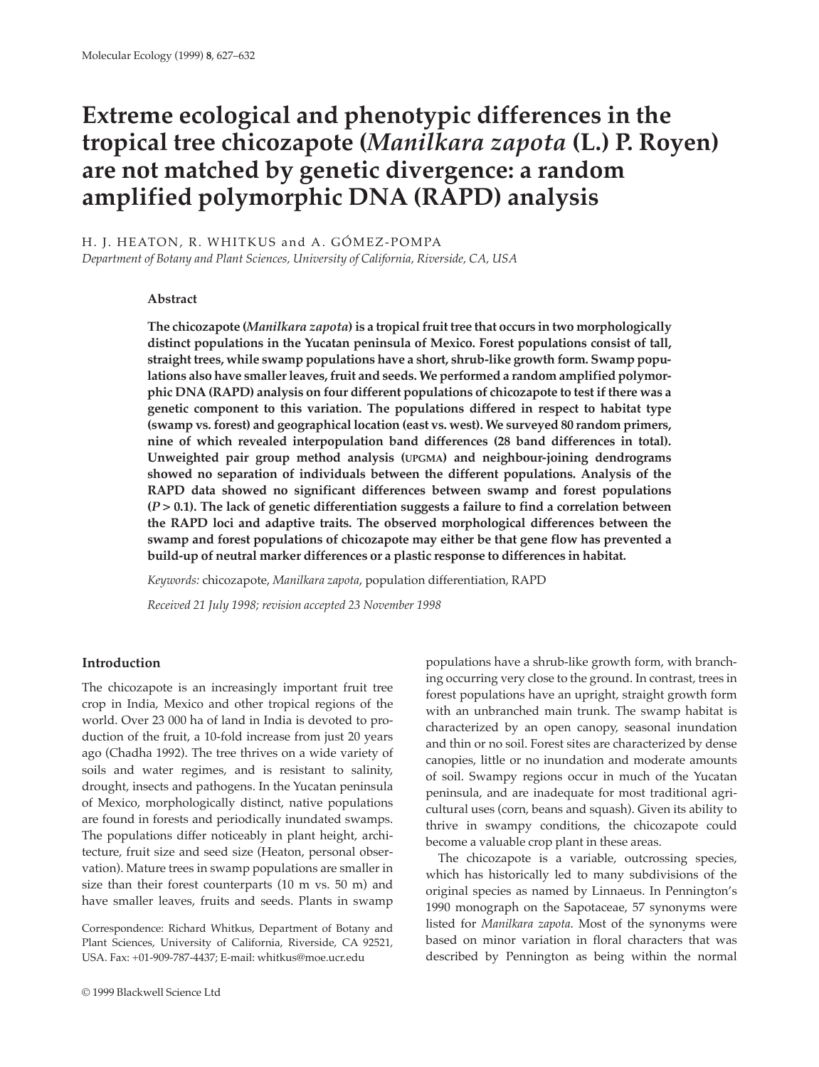# Extreme ecological and phenotypic differences in the tropical tree chicozapote (*Manilkara zapota* (L.) P. Royen) are not matched by genetic divergence: a random amplified polymorphic DNA (RAPD) analysis

H. J. HEATON, R. WHITKUS and A. GÓMEZ-POMPA

*Department of Botany and Plant Sciences, University of California, Riverside, CA, USA*

## Abstract

**The chicozapote (*Manilkara zapota*) is a tropical fruit tree that occurs in two morphologically distinct populations in the Yucatan peninsula of Mexico. Forest populations consist of tall, straight trees, while swamp populations have a short, shrub-like growth form. Swamp populations also have smaller leaves, fruit and seeds. We performed a random amplified polymorphic DNA (RAPD) analysis on four different populations of chicozapote to test if there was a genetic component to this variation. The populations differed in respect to habitat type (swamp vs. forest) and geographical location (east vs. west). We surveyed 80 random primers, nine of which revealed interpopulation band differences (28 band differences in total). Unweighted pair group method analysis (UPGMA) and neighbour-joining dendrograms showed no separation of individuals between the different populations. Analysis of the RAPD data showed no significant differences between swamp and forest populations ($P > 0.1$). The lack of genetic differentiation suggests a failure to find a correlation between the RAPD loci and adaptive traits. The observed morphological differences between the swamp and forest populations of chicozapote may either be that gene flow has prevented a build-up of neutral marker differences or a plastic response to differences in habitat.**

*Keywords:* chicozapote, *Manilkara zapota*, population differentiation, RAPD

*Received 21 July 1998; revision accepted 23 November 1998*

## Introduction

The chicozapote is an increasingly important fruit tree crop in India, Mexico and other tropical regions of the world. Over 23 000 ha of land in India is devoted to production of the fruit, a 10-fold increase from just 20 years ago (Chadha 1992). The tree thrives on a wide variety of soils and water regimes, and is resistant to salinity, drought, insects and pathogens. In the Yucatan peninsula of Mexico, morphologically distinct, native populations are found in forests and periodically inundated swamps. The populations differ noticeably in plant height, architecture, fruit size and seed size (Heaton, personal observation). Mature trees in swamp populations are smaller in size than their forest counterparts (10 m vs. 50 m) and have smaller leaves, fruits and seeds. Plants in swamp populations have a shrub-like growth form, with branching occurring very close to the ground. In contrast, trees in forest populations have an upright, straight growth form with an unbranched main trunk. The swamp habitat is characterized by an open canopy, seasonal inundation and thin or no soil. Forest sites are characterized by dense canopies, little or no inundation and moderate amounts of soil. Swampy regions occur in much of the Yucatan peninsula, and are inadequate for most traditional agricultural uses (corn, beans and squash). Given its ability to thrive in swampy conditions, the chicozapote could become a valuable crop plant in these areas.

The chicozapote is a variable, outcrossing species, which has historically led to many subdivisions of the original species as named by Linnaeus. In Pennington's 1990 monograph on the Sapotaceae, 57 synonyms were listed for *Manilkara zapota*. Most of the synonyms were based on minor variation in floral characters that was described by Pennington as being within the normal

Correspondence: Richard Whitkus, Department of Botany and Plant Sciences, University of California, Riverside, CA 92521, USA. Fax: +01-909-787-4437; E-mail: whitkus@moe.ucr.edu

© 1999 Blackwell Science Ltd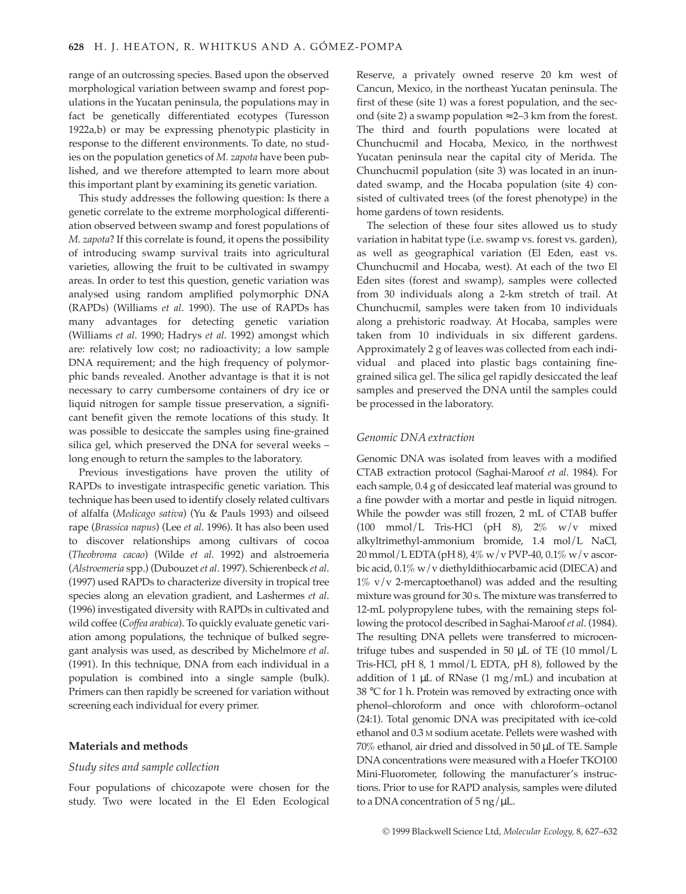range of an outcrossing species. Based upon the observed morphological variation between swamp and forest populations in the Yucatan peninsula, the populations may in fact be genetically differentiated ecotypes (Turesson 1922a,b) or may be expressing phenotypic plasticity in response to the different environments. To date, no studies on the population genetics of *M. zapota* have been published, and we therefore attempted to learn more about this important plant by examining its genetic variation.

This study addresses the following question: Is there a genetic correlate to the extreme morphological differentiation observed between swamp and forest populations of *M. zapota*? If this correlate is found, it opens the possibility of introducing swamp survival traits into agricultural varieties, allowing the fruit to be cultivated in swampy areas. In order to test this question, genetic variation was analysed using random amplified polymorphic DNA (RAPDs) (Williams *et al*. 1990). The use of RAPDs has many advantages for detecting genetic variation (Williams *et al*. 1990; Hadrys *et al*. 1992) amongst which are: relatively low cost; no radioactivity; a low sample DNA requirement; and the high frequency of polymorphic bands revealed. Another advantage is that it is not necessary to carry cumbersome containers of dry ice or liquid nitrogen for sample tissue preservation, a significant benefit given the remote locations of this study. It was possible to desiccate the samples using fine-grained silica gel, which preserved the DNA for several weeks – long enough to return the samples to the laboratory.

Previous investigations have proven the utility of RAPDs to investigate intraspecific genetic variation. This technique has been used to identify closely related cultivars of alfalfa (*Medicago sativa*) (Yu & Pauls 1993) and oilseed rape (*Brassica napus*) (Lee *et al*. 1996). It has also been used to discover relationships among cultivars of cocoa (*Theobroma cacao*) (Wilde *et al*. 1992) and alstroemeria (*Alstroemeria* spp.) (Dubouzet *et al*. 1997). Schierenbeck *et al*. (1997) used RAPDs to characterize diversity in tropical tree species along an elevation gradient, and Lashermes *et al*. (1996) investigated diversity with RAPDs in cultivated and wild coffee (*Coffea arabica*). To quickly evaluate genetic variation among populations, the technique of bulked segregant analysis was used, as described by Michelmore *et al*. (1991). In this technique, DNA from each individual in a population is combined into a single sample (bulk). Primers can then rapidly be screened for variation without screening each individual for every primer.

## Materials and methods

### *Study sites and sample collection*

Four populations of chicozapote were chosen for the study. Two were located in the El Eden Ecological Reserve, a privately owned reserve 20 km west of Cancun, Mexico, in the northeast Yucatan peninsula. The first of these (site 1) was a forest population, and the second (site 2) a swamp population ≈2–3 km from the forest. The third and fourth populations were located at Chunchucmil and Hocaba, Mexico, in the northwest Yucatan peninsula near the capital city of Merida. The Chunchucmil population (site 3) was located in an inundated swamp, and the Hocaba population (site 4) consisted of cultivated trees (of the forest phenotype) in the home gardens of town residents.

The selection of these four sites allowed us to study variation in habitat type (i.e. swamp vs. forest vs. garden), as well as geographical variation (El Eden, east vs. Chunchucmil and Hocaba, west). At each of the two El Eden sites (forest and swamp), samples were collected from 30 individuals along a 2-km stretch of trail. At Chunchucmil, samples were taken from 10 individuals along a prehistoric roadway. At Hocaba, samples were taken from 10 individuals in six different gardens. Approximately 2 g of leaves was collected from each individual and placed into plastic bags containing fine-grained silica gel. The silica gel rapidly desiccated the leaf samples and preserved the DNA until the samples could be processed in the laboratory.

### *Genomic DNA extraction*

Genomic DNA was isolated from leaves with a modified CTAB extraction protocol (Saghai-Maroof *et al*. 1984). For each sample, 0.4 g of desiccated leaf material was ground to a fine powder with a mortar and pestle in liquid nitrogen. While the powder was still frozen, 2 mL of CTAB buffer (100 mmol/L Tris-HCl (pH 8), 2% w/v mixed alkyltrimethyl-ammonium bromide, 1.4 mol/L NaCl, 20 mmol/L EDTA (pH 8), 4% w/v PVP-40, 0.1% w/v ascorbic acid, 0.1% w/v diethyldithiocarbamic acid (DIECA) and 1% v/v 2-mercaptoethanol) was added and the resulting mixture was ground for 30 s. The mixture was transferred to 12-mL polypropylene tubes, with the remaining steps following the protocol described in Saghai-Maroof *et al*. (1984). The resulting DNA pellets were transferred to microcentrifuge tubes and suspended in 50 μL of TE (10 mmol/L Tris-HCl, pH 8, 1 mmol/L EDTA, pH 8), followed by the addition of 1 μL of RNase (1 mg/mL) and incubation at 38 °C for 1 h. Protein was removed by extracting once with phenol–chloroform and once with chloroform–octanol (24:1). Total genomic DNA was precipitated with ice-cold ethanol and 0.3 M sodium acetate. Pellets were washed with 70% ethanol, air dried and dissolved in 50 μL of TE. Sample DNA concentrations were measured with a Hoefer TKO100 Mini-Fluorometer, following the manufacturer's instructions. Prior to use for RAPD analysis, samples were diluted to a DNA concentration of 5 ng/μL.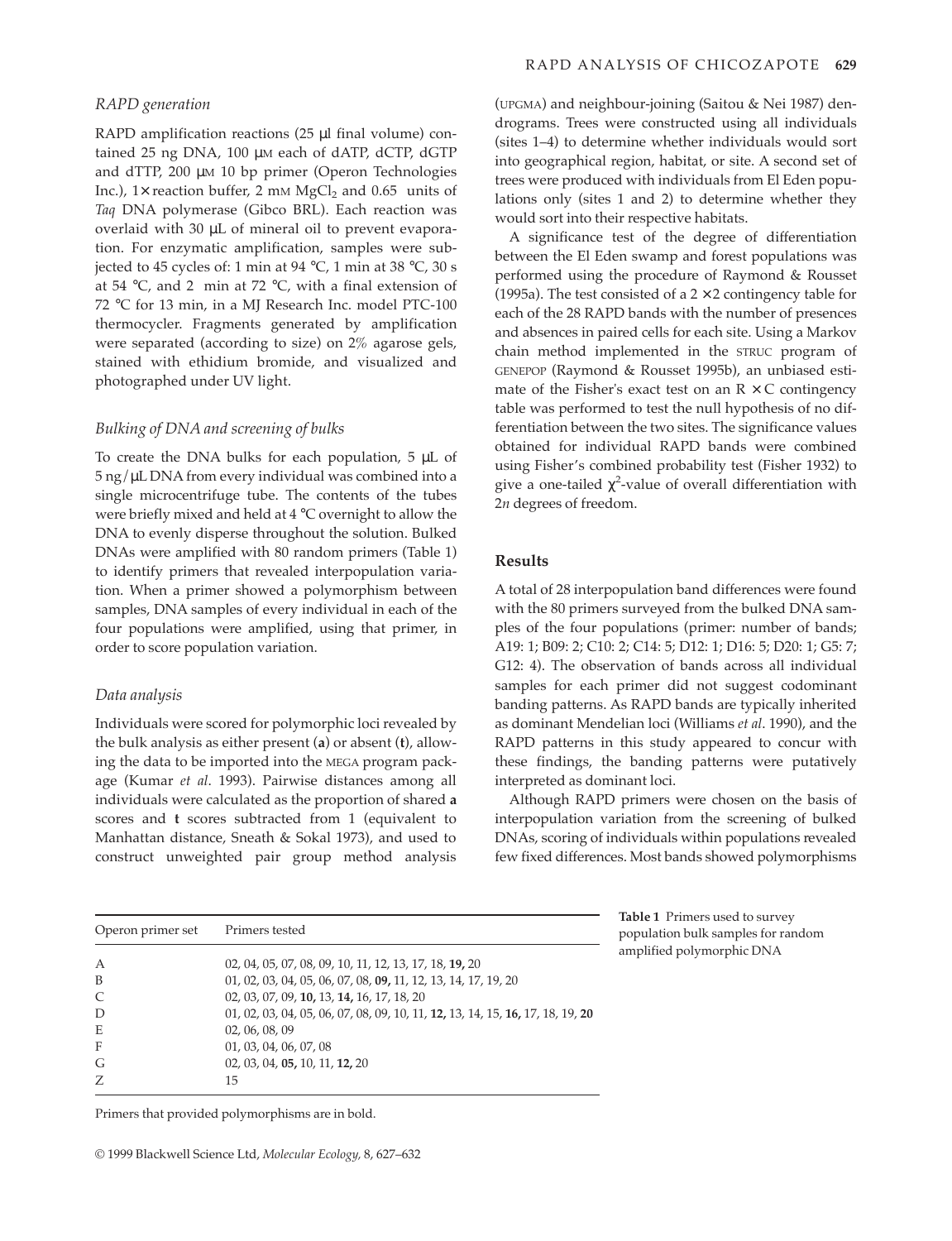*RAPD generation*

RAPD amplification reactions (25 μl final volume) contained 25 ng DNA, 100 μm each of dATP, dCTP, dGTP and dTTP, 200 μm 10 bp primer (Operon Technologies Inc.), 1× reaction buffer, 2 mm $MgCl_2$ and 0.65 units of *Taq* DNA polymerase (Gibco BRL). Each reaction was overlaid with 30 μL of mineral oil to prevent evaporation. For enzymatic amplification, samples were subjected to 45 cycles of: 1 min at 94 °C, 1 min at 38 °C, 30 s at 54 °C, and 2 min at 72 °C, with a final extension of 72 °C for 13 min, in a MJ Research Inc. model PTC-100 thermocycler. Fragments generated by amplification were separated (according to size) on 2% agarose gels, stained with ethidium bromide, and visualized and photographed under UV light.

*Bulking of DNA and screening of bulks*

To create the DNA bulks for each population, 5 μL of 5 ng/μL DNA from every individual was combined into a single microcentrifuge tube. The contents of the tubes were briefly mixed and held at 4 °C overnight to allow the DNA to evenly disperse throughout the solution. Bulked DNAs were amplified with 80 random primers (Table 1) to identify primers that revealed interpopulation variation. When a primer showed a polymorphism between samples, DNA samples of every individual in each of the four populations were amplified, using that primer, in order to score population variation.

*Data analysis*

Individuals were scored for polymorphic loci revealed by the bulk analysis as either present (**a**) or absent (**t**), allowing the data to be imported into the MEGA program package (Kumar *et al*. 1993). Pairwise distances among all individuals were calculated as the proportion of shared **a** scores and **t** scores subtracted from 1 (equivalent to Manhattan distance, Sneath & Sokal 1973), and used to construct unweighted pair group method analysis (UPGMA) and neighbour-joining (Saitou & Nei 1987) dendrograms. Trees were constructed using all individuals (sites 1–4) to determine whether individuals would sort into geographical region, habitat, or site. A second set of trees were produced with individuals from El Eden populations only (sites 1 and 2) to determine whether they would sort into their respective habitats.

A significance test of the degree of differentiation between the El Eden swamp and forest populations was performed using the procedure of Raymond & Rousset (1995a). The test consisted of a 2 × 2 contingency table for each of the 28 RAPD bands with the number of presences and absences in paired cells for each site. Using a Markov chain method implemented in the STRUC program of GENEPOP (Raymond & Rousset 1995b), an unbiased estimate of the Fisher's exact test on an R × C contingency table was performed to test the null hypothesis of no differentiation between the two sites. The significance values obtained for individual RAPD bands were combined using Fisher's combined probability test (Fisher 1932) to give a one-tailed $\chi^2$-value of overall differentiation with $2n$ degrees of freedom.

## Results

A total of 28 interpopulation band differences were found with the 80 primers surveyed from the bulked DNA samples of the four populations (primer: number of bands; A19: 1; B09: 2; C10: 2; C14: 5; D12: 1; D16: 5; D20: 1; G5: 7; G12: 4). The observation of bands across all individual samples for each primer did not suggest codominant banding patterns. As RAPD bands are typically inherited as dominant Mendelian loci (Williams *et al*. 1990), and the RAPD patterns in this study appeared to concur with these findings, the banding patterns were putatively interpreted as dominant loci.

Although RAPD primers were chosen on the basis of interpopulation variation from the screening of bulked DNAs, scoring of individuals within populations revealed few fixed differences. Most bands showed polymorphisms

**Table 1** Primers used to survey population bulk samples for random amplified polymorphic DNA

| Operon primer set | Primers tested |
|---|---|
| A | 02, 04, 05, 07, 08, 09, 10, 11, 12, 13, 17, 18, **19,** 20 |
| B | 01, 02, 03, 04, 05, 06, 07, 08, **09,** 11, 12, 13, 14, 17, 19, 20 |
| C | 02, 03, 07, 09, **10,** 13, **14,** 16, 17, 18, 20 |
| D | 01, 02, 03, 04, 05, 06, 07, 08, 09, 10, 11, **12,** 13, 14, 15, **16,** 17, 18, 19, **20** |
| E | 02, 06, 08, 09 |
| F | 01, 03, 04, 06, 07, 08 |
| G | 02, 03, 04, **05,** 10, 11, **12,** 20 |
| Z | 15 |

Primers that provided polymorphisms are in bold.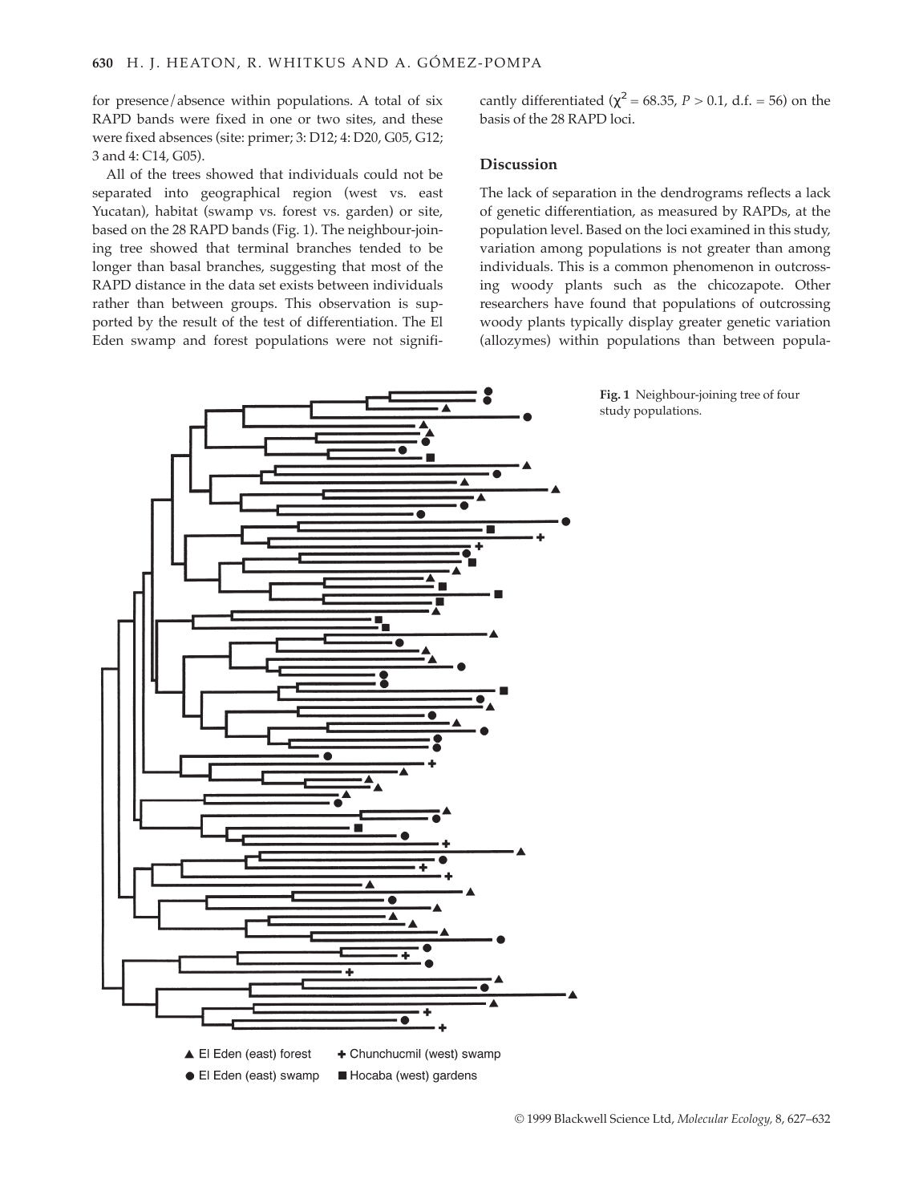for presence/absence within populations. A total of six RAPD bands were fixed in one or two sites, and these were fixed absences (site: primer; 3: D12; 4: D20, G05, G12; 3 and 4: C14, G05).

All of the trees showed that individuals could not be separated into geographical region (west vs. east Yucatan), habitat (swamp vs. forest vs. garden) or site, based on the 28 RAPD bands (Fig. 1). The neighbour-joining tree showed that terminal branches tended to be longer than basal branches, suggesting that most of the RAPD distance in the data set exists between individuals rather than between groups. This observation is supported by the result of the test of differentiation. The El Eden swamp and forest populations were not significantly differentiated ($\chi^2 = 68.35$, $P > 0.1$, d.f. $= 56$) on the basis of the 28 RAPD loci.

## Discussion

The lack of separation in the dendrograms reflects a lack of genetic differentiation, as measured by RAPDs, at the population level. Based on the loci examined in this study, variation among populations is not greater than among individuals. This is a common phenomenon in outcrossing woody plants such as the chicozapote. Other researchers have found that populations of outcrossing woody plants typically display greater genetic variation (allozymes) within populations than between popula-

▲ El Eden (east) forest ✚ Chunchucmil (west) swamp
● El Eden (east) swamp ■ Hocaba (west) gardens

**Fig. 1** Neighbour-joining tree of four study populations.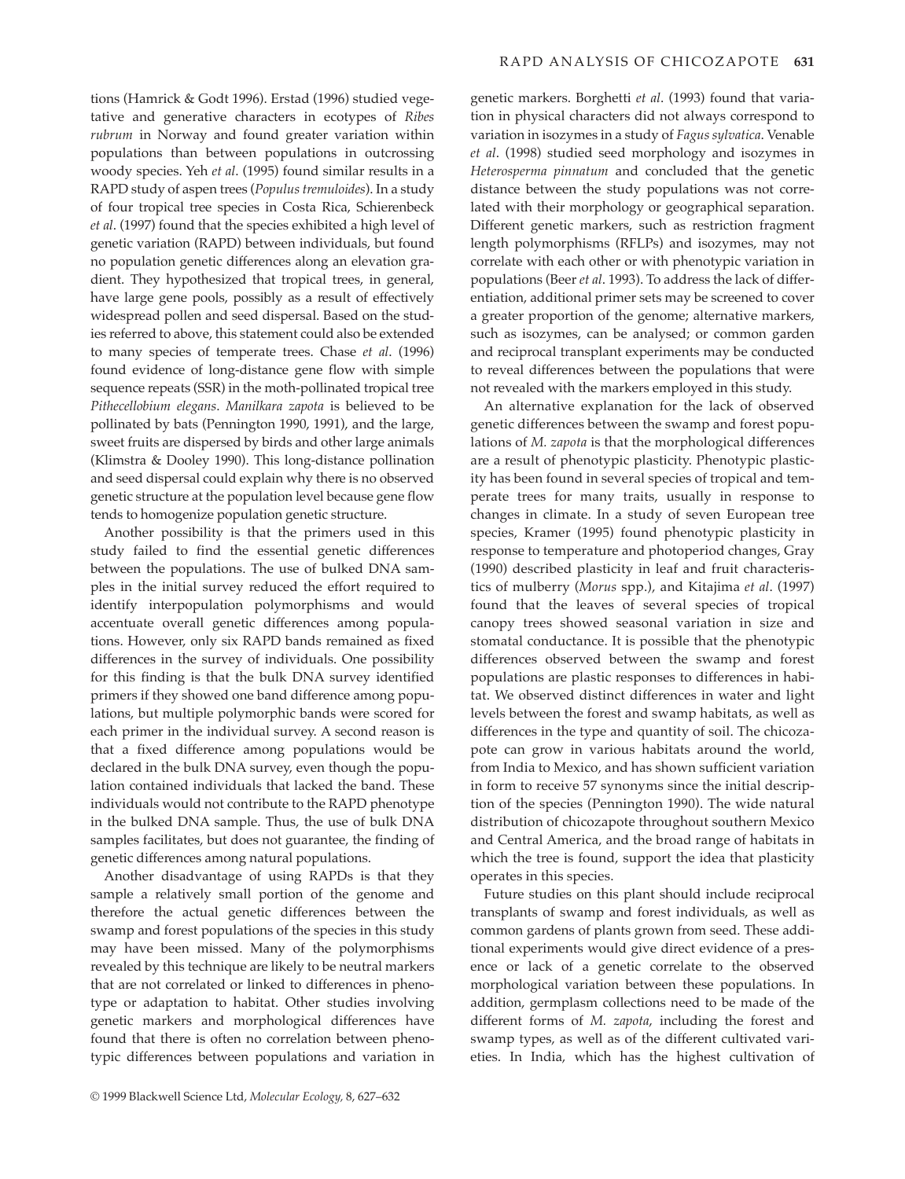tions (Hamrick & Godt 1996). Erstad (1996) studied vegetative and generative characters in ecotypes of *Ribes rubrum* in Norway and found greater variation within populations than between populations in outcrossing woody species. Yeh *et al*. (1995) found similar results in a RAPD study of aspen trees (*Populus tremuloides*). In a study of four tropical tree species in Costa Rica, Schierenbeck *et al*. (1997) found that the species exhibited a high level of genetic variation (RAPD) between individuals, but found no population genetic differences along an elevation gradient. They hypothesized that tropical trees, in general, have large gene pools, possibly as a result of effectively widespread pollen and seed dispersal. Based on the studies referred to above, this statement could also be extended to many species of temperate trees. Chase *et al*. (1996) found evidence of long-distance gene flow with simple sequence repeats (SSR) in the moth-pollinated tropical tree *Pithecellobium elegans*. *Manilkara zapota* is believed to be pollinated by bats (Pennington 1990, 1991), and the large, sweet fruits are dispersed by birds and other large animals (Klimstra & Dooley 1990). This long-distance pollination and seed dispersal could explain why there is no observed genetic structure at the population level because gene flow tends to homogenize population genetic structure.

Another possibility is that the primers used in this study failed to find the essential genetic differences between the populations. The use of bulked DNA samples in the initial survey reduced the effort required to identify interpopulation polymorphisms and would accentuate overall genetic differences among populations. However, only six RAPD bands remained as fixed differences in the survey of individuals. One possibility for this finding is that the bulk DNA survey identified primers if they showed one band difference among populations, but multiple polymorphic bands were scored for each primer in the individual survey. A second reason is that a fixed difference among populations would be declared in the bulk DNA survey, even though the population contained individuals that lacked the band. These individuals would not contribute to the RAPD phenotype in the bulked DNA sample. Thus, the use of bulk DNA samples facilitates, but does not guarantee, the finding of genetic differences among natural populations.

Another disadvantage of using RAPDs is that they sample a relatively small portion of the genome and therefore the actual genetic differences between the swamp and forest populations of the species in this study may have been missed. Many of the polymorphisms revealed by this technique are likely to be neutral markers that are not correlated or linked to differences in phenotype or adaptation to habitat. Other studies involving genetic markers and morphological differences have found that there is often no correlation between phenotypic differences between populations and variation in genetic markers. Borghetti *et al*. (1993) found that variation in physical characters did not always correspond to variation in isozymes in a study of *Fagus sylvatica*. Venable *et al*. (1998) studied seed morphology and isozymes in *Heterosperma pinnatum* and concluded that the genetic distance between the study populations was not correlated with their morphology or geographical separation. Different genetic markers, such as restriction fragment length polymorphisms (RFLPs) and isozymes, may not correlate with each other or with phenotypic variation in populations (Beer *et al*. 1993). To address the lack of differentiation, additional primer sets may be screened to cover a greater proportion of the genome; alternative markers, such as isozymes, can be analysed; or common garden and reciprocal transplant experiments may be conducted to reveal differences between the populations that were not revealed with the markers employed in this study.

An alternative explanation for the lack of observed genetic differences between the swamp and forest populations of *M. zapota* is that the morphological differences are a result of phenotypic plasticity. Phenotypic plasticity has been found in several species of tropical and temperate trees for many traits, usually in response to changes in climate. In a study of seven European tree species, Kramer (1995) found phenotypic plasticity in response to temperature and photoperiod changes, Gray (1990) described plasticity in leaf and fruit characteristics of mulberry (*Morus* spp.), and Kitajima *et al*. (1997) found that the leaves of several species of tropical canopy trees showed seasonal variation in size and stomatal conductance. It is possible that the phenotypic differences observed between the swamp and forest populations are plastic responses to differences in habitat. We observed distinct differences in water and light levels between the forest and swamp habitats, as well as differences in the type and quantity of soil. The chicozapote can grow in various habitats around the world, from India to Mexico, and has shown sufficient variation in form to receive 57 synonyms since the initial description of the species (Pennington 1990). The wide natural distribution of chicozapote throughout southern Mexico and Central America, and the broad range of habitats in which the tree is found, support the idea that plasticity operates in this species.

Future studies on this plant should include reciprocal transplants of swamp and forest individuals, as well as common gardens of plants grown from seed. These additional experiments would give direct evidence of a presence or lack of a genetic correlate to the observed morphological variation between these populations. In addition, germplasm collections need to be made of the different forms of *M. zapota*, including the forest and swamp types, as well as of the different cultivated varieties. In India, which has the highest cultivation of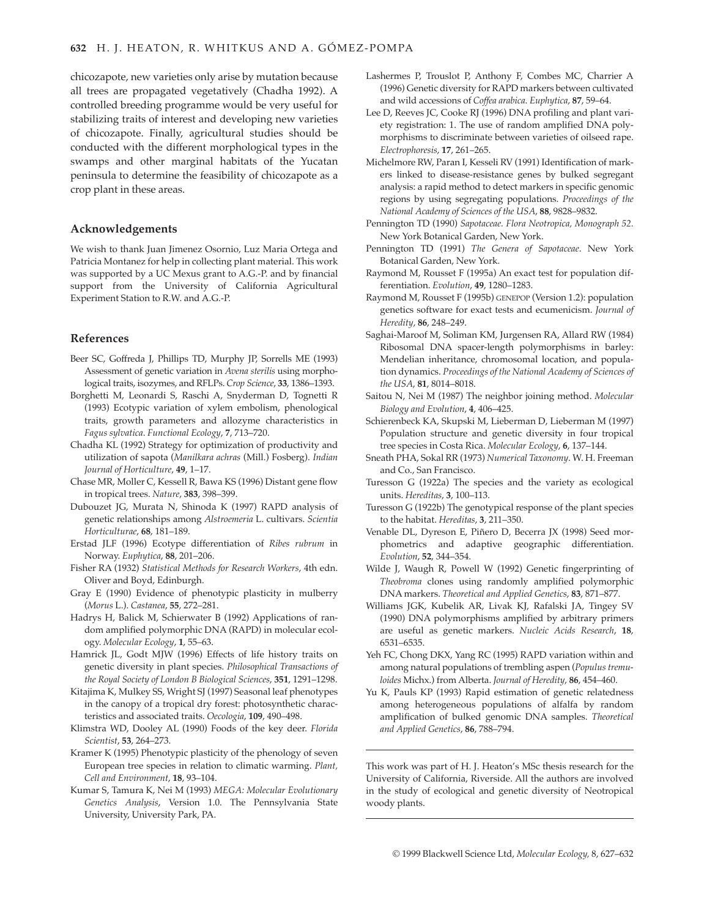chicozapote, new varieties only arise by mutation because all trees are propagated vegetatively (Chadha 1992). A controlled breeding programme would be very useful for stabilizing traits of interest and developing new varieties of chicozapote. Finally, agricultural studies should be conducted with the different morphological types in the swamps and other marginal habitats of the Yucatan peninsula to determine the feasibility of chicozapote as a crop plant in these areas.

## Acknowledgements

We wish to thank Juan Jimenez Osornio, Luz Maria Ortega and Patricia Montanez for help in collecting plant material. This work was supported by a UC Mexus grant to A.G.-P. and by financial support from the University of California Agricultural Experiment Station to R.W. and A.G.-P.

## References

Beer SC, Goffreda J, Phillips TD, Murphy JP, Sorrells ME (1993) Assessment of genetic variation in *Avena sterilis* using morphological traits, isozymes, and RFLPs. *Crop Science*, **33**, 1386–1393.

Borghetti M, Leonardi S, Raschi A, Snyderman D, Tognetti R (1993) Ecotypic variation of xylem embolism, phenological traits, growth parameters and allozyme characteristics in *Fagus sylvatica*. *Functional Ecology*, **7**, 713–720.

Chadha KL (1992) Strategy for optimization of productivity and utilization of sapota (*Manilkara achras* (Mill.) Fosberg). *Indian Journal of Horticulture*, **49**, 1–17.

Chase MR, Moller C, Kessell R, Bawa KS (1996) Distant gene flow in tropical trees. *Nature*, **383**, 398–399.

Dubouzet JG, Murata N, Shinoda K (1997) RAPD analysis of genetic relationships among *Alstroemeria* L. cultivars. *Scientia Horticulturae*, **68**, 181–189.

Erstad JLF (1996) Ecotype differentiation of *Ribes rubrum* in Norway. *Euphytica*, **88**, 201–206.

Fisher RA (1932) *Statistical Methods for Research Workers*, 4th edn. Oliver and Boyd, Edinburgh.

Gray E (1990) Evidence of phenotypic plasticity in mulberry (*Morus* L.). *Castanea*, **55**, 272–281.

Hadrys H, Balick M, Schierwater B (1992) Applications of random amplified polymorphic DNA (RAPD) in molecular ecology. *Molecular Ecology*, **1**, 55–63.

Hamrick JL, Godt MJW (1996) Effects of life history traits on genetic diversity in plant species. *Philosophical Transactions of the Royal Society of London B Biological Sciences*, **351**, 1291–1298.

Kitajima K, Mulkey SS, Wright SJ (1997) Seasonal leaf phenotypes in the canopy of a tropical dry forest: photosynthetic characteristics and associated traits. *Oecologia*, **109**, 490–498.

Klimstra WD, Dooley AL (1990) Foods of the key deer. *Florida Scientist*, **53**, 264–273.

Kramer K (1995) Phenotypic plasticity of the phenology of seven European tree species in relation to climatic warming. *Plant, Cell and Environment*, **18**, 93–104.

Kumar S, Tamura K, Nei M (1993) *MEGA: Molecular Evolutionary Genetics Analysis*, Version 1.0. The Pennsylvania State University, University Park, PA.

Lashermes P, Trouslot P, Anthony F, Combes MC, Charrier A (1996) Genetic diversity for RAPD markers between cultivated and wild accessions of *Coffea arabica*. *Euphytica*, **87**, 59–64.

Lee D, Reeves JC, Cooke RJ (1996) DNA profiling and plant variety registration: 1. The use of random amplified DNA polymorphisms to discriminate between varieties of oilseed rape. *Electrophoresis*, **17**, 261–265.

Michelmore RW, Paran I, Kesseli RV (1991) Identification of markers linked to disease-resistance genes by bulked segregant analysis: a rapid method to detect markers in specific genomic regions by using segregating populations. *Proceedings of the National Academy of Sciences of the USA*, **88**, 9828–9832.

Pennington TD (1990) *Sapotaceae. Flora Neotropica, Monograph 52*. New York Botanical Garden, New York.

Pennington TD (1991) *The Genera of Sapotaceae*. New York Botanical Garden, New York.

Raymond M, Rousset F (1995a) An exact test for population differentiation. *Evolution*, **49**, 1280–1283.

Raymond M, Rousset F (1995b) GENEPOP (Version 1.2): population genetics software for exact tests and ecumenicism. *Journal of Heredity*, **86**, 248–249.

Saghai-Maroof M, Soliman KM, Jurgensen RA, Allard RW (1984) Ribosomal DNA spacer-length polymorphisms in barley: Mendelian inheritance, chromosomal location, and population dynamics. *Proceedings of the National Academy of Sciences of the USA*, **81**, 8014–8018.

Saitou N, Nei M (1987) The neighbor joining method. *Molecular Biology and Evolution*, **4**, 406–425.

Schierenbeck KA, Skupski M, Lieberman D, Lieberman M (1997) Population structure and genetic diversity in four tropical tree species in Costa Rica. *Molecular Ecology*, **6**, 137–144.

Sneath PHA, Sokal RR (1973) *Numerical Taxonomy*. W. H. Freeman and Co., San Francisco.

Turesson G (1922a) The species and the variety as ecological units. *Hereditas*, **3**, 100–113.

Turesson G (1922b) The genotypical response of the plant species to the habitat. *Hereditas*, **3**, 211–350.

Venable DL, Dyreson E, Piñero D, Becerra JX (1998) Seed morphometrics and adaptive geographic differentiation. *Evolution*, **52**, 344–354.

Wilde J, Waugh R, Powell W (1992) Genetic fingerprinting of *Theobroma* clones using randomly amplified polymorphic DNA markers. *Theoretical and Applied Genetics*, **83**, 871–877.

Williams JGK, Kubelik AR, Livak KJ, Rafalski JA, Tingey SV (1990) DNA polymorphisms amplified by arbitrary primers are useful as genetic markers. *Nucleic Acids Research*, **18**, 6531–6535.

Yeh FC, Chong DKX, Yang RC (1995) RAPD variation within and among natural populations of trembling aspen (*Populus tremuloides* Michx.) from Alberta. *Journal of Heredity*, **86**, 454–460.

Yu K, Pauls KP (1993) Rapid estimation of genetic relatedness among heterogeneous populations of alfalfa by random amplification of bulked genomic DNA samples. *Theoretical and Applied Genetics*, **86**, 788–794.

---

This work was part of H. J. Heaton's MSc thesis research for the University of California, Riverside. All the authors are involved in the study of ecological and genetic diversity of Neotropical woody plants.